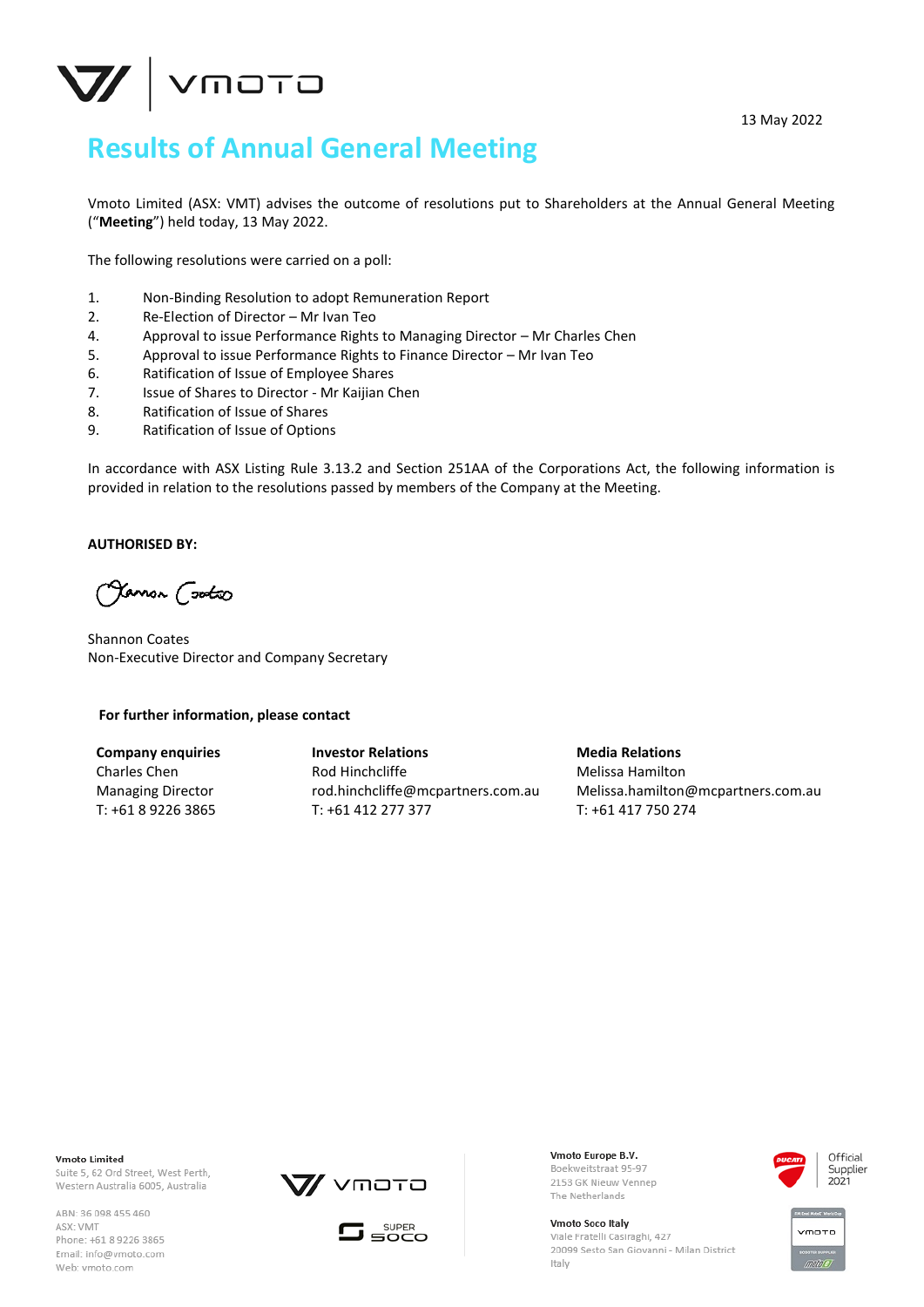13 May 2022

# Results of Annual General Meeting

Vmoto Limited (ASX: VMT) advises the outcome of resolutions put to Shareholders at the Annual General Meeting ("**Meeting**") held today, 13 May 2022.

The following resolutions were carried on a poll:

1. Non-Binding Resolution to adopt Remuneration Report
2. Re-Election of Director – Mr Ivan Teo
4. Approval to issue Performance Rights to Managing Director – Mr Charles Chen
5. Approval to issue Performance Rights to Finance Director – Mr Ivan Teo
6. Ratification of Issue of Employee Shares
7. Issue of Shares to Director - Mr Kaijian Chen
8. Ratification of Issue of Shares
9. Ratification of Issue of Options

In accordance with ASX Listing Rule 3.13.2 and Section 251AA of the Corporations Act, the following information is provided in relation to the resolutions passed by members of the Company at the Meeting.

**AUTHORISED BY:**

Shannon Coates
Non-Executive Director and Company Secretary

**For further information, please contact**

**Company enquiries**
Charles Chen
Managing Director
T: +61 8 9226 3865

**Investor Relations**
Rod Hinchcliffe
rod.hinchcliffe@mcpartners.com.au
T: +61 412 277 377

**Media Relations**
Melissa Hamilton
Melissa.hamilton@mcpartners.com.au
T: +61 417 750 274

**Vmoto Limited**
Suite 5, 62 Ord Street, West Perth,
Western Australia 6005, Australia

ABN: 36 098 455 460
ASX: VMT
Phone: +61 8 9226 3865
Email: info@vmoto.com
Web: vmoto.com

**Vmoto Europe B.V.**
Boekweitstraat 95-97
2153 GK Nieuw Vennep
The Netherlands

**Vmoto Soco Italy**
Viale Fratelli Casiraghi, 427
20099 Sesto San Giovanni - Milan District
Italy

Official Supplier 2021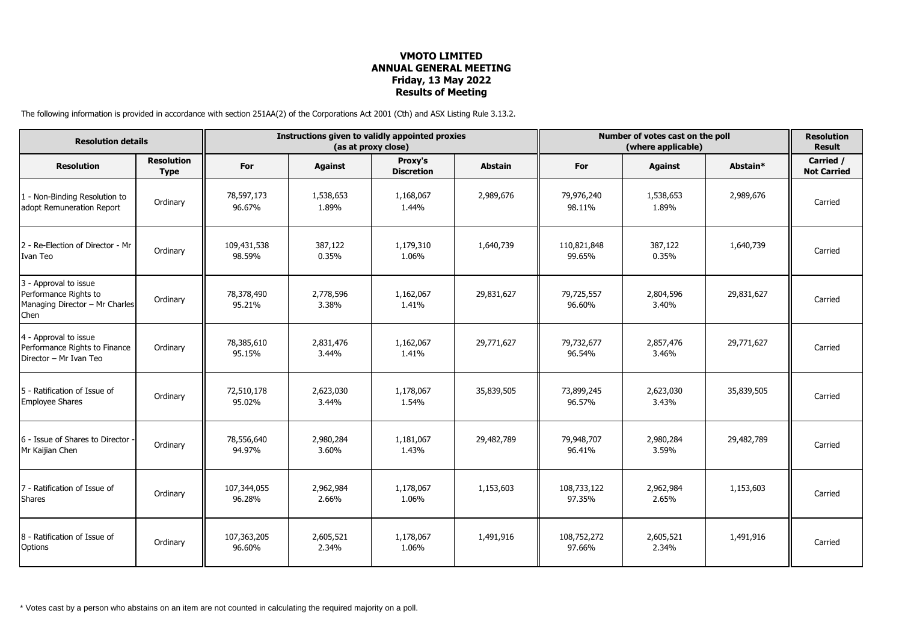**VMOTO LIMITED**
**ANNUAL GENERAL MEETING**
**Friday, 13 May 2022**
**Results of Meeting**

The following information is provided in accordance with section 251AA(2) of the Corporations Act 2001 (Cth) and ASX Listing Rule 3.13.2.

| Resolution details | | Instructions given to validly appointed proxies (as at proxy close) | | | | Number of votes cast on the poll (where applicable) | | | Resolution Result |
|---|---|---|---|---|---|---|---|---|---|
| **Resolution** | **Resolution Type** | **For** | **Against** | **Proxy's Discretion** | **Abstain** | **For** | **Against** | **Abstain*** | **Carried / Not Carried** |
| 1 - Non-Binding Resolution to adopt Remuneration Report | Ordinary | 78,597,173 96.67% | 1,538,653 1.89% | 1,168,067 1.44% | 2,989,676 | 79,976,240 98.11% | 1,538,653 1.89% | 2,989,676 | Carried |
| 2 - Re-Election of Director - Mr Ivan Teo | Ordinary | 109,431,538 98.59% | 387,122 0.35% | 1,179,310 1.06% | 1,640,739 | 110,821,848 99.65% | 387,122 0.35% | 1,640,739 | Carried |
| 3 - Approval to issue Performance Rights to Managing Director – Mr Charles Chen | Ordinary | 78,378,490 95.21% | 2,778,596 3.38% | 1,162,067 1.41% | 29,831,627 | 79,725,557 96.60% | 2,804,596 3.40% | 29,831,627 | Carried |
| 4 - Approval to issue Performance Rights to Finance Director – Mr Ivan Teo | Ordinary | 78,385,610 95.15% | 2,831,476 3.44% | 1,162,067 1.41% | 29,771,627 | 79,732,677 96.54% | 2,857,476 3.46% | 29,771,627 | Carried |
| 5 - Ratification of Issue of Employee Shares | Ordinary | 72,510,178 95.02% | 2,623,030 3.44% | 1,178,067 1.54% | 35,839,505 | 73,899,245 96.57% | 2,623,030 3.43% | 35,839,505 | Carried |
| 6 - Issue of Shares to Director - Mr Kaijian Chen | Ordinary | 78,556,640 94.97% | 2,980,284 3.60% | 1,181,067 1.43% | 29,482,789 | 79,948,707 96.41% | 2,980,284 3.59% | 29,482,789 | Carried |
| 7 - Ratification of Issue of Shares | Ordinary | 107,344,055 96.28% | 2,962,984 2.66% | 1,178,067 1.06% | 1,153,603 | 108,733,122 97.35% | 2,962,984 2.65% | 1,153,603 | Carried |
| 8 - Ratification of Issue of Options | Ordinary | 107,363,205 96.60% | 2,605,521 2.34% | 1,178,067 1.06% | 1,491,916 | 108,752,272 97.66% | 2,605,521 2.34% | 1,491,916 | Carried |

* Votes cast by a person who abstains on an item are not counted in calculating the required majority on a poll.